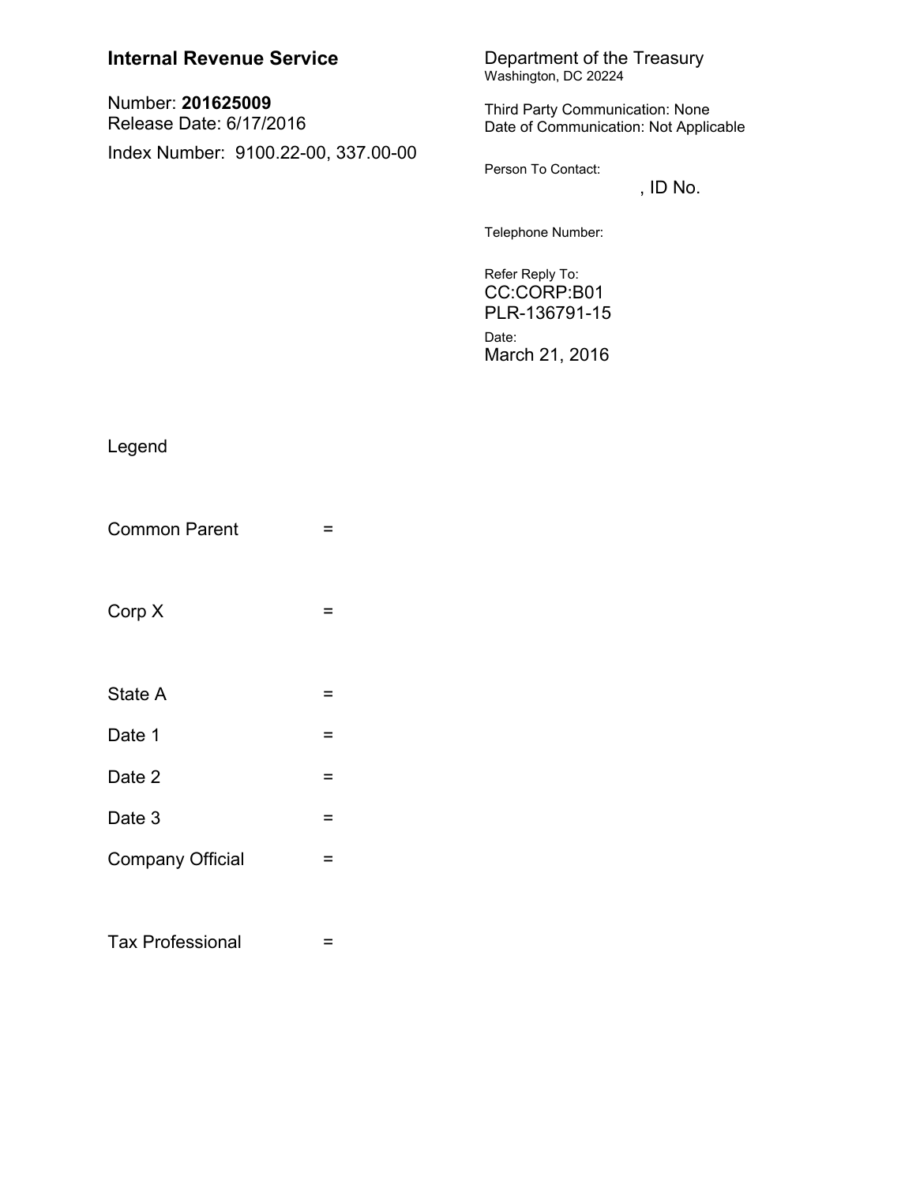**Internal Revenue Service**

Number: **201625009**
Release Date: 6/17/2016

Index Number: 9100.22-00, 337.00-00

Department of the Treasury
Washington, DC 20224

Third Party Communication: None
Date of Communication: Not Applicable

Person To Contact:
, ID No.

Telephone Number:

Refer Reply To:
CC:CORP:B01
PLR-136791-15

Date:
March 21, 2016

Legend

Common Parent =

Corp X =

State A =

Date 1 =

Date 2 =

Date 3 =

Company Official =

Tax Professional =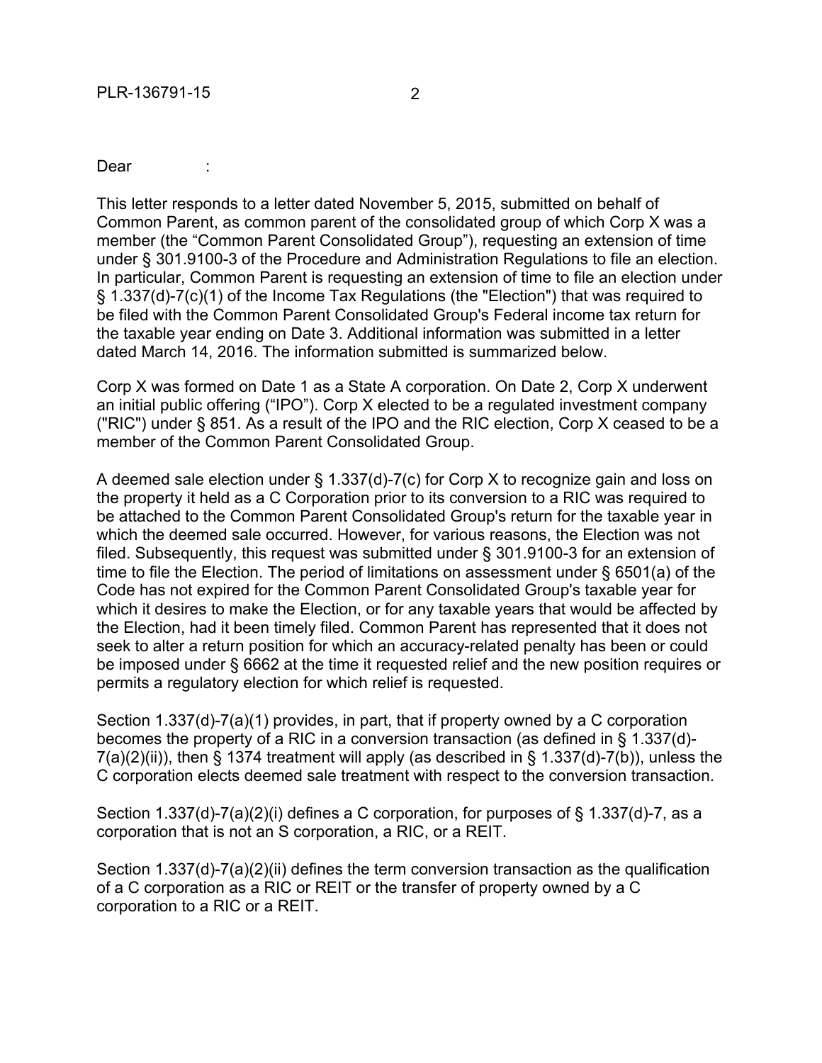Dear :

This letter responds to a letter dated November 5, 2015, submitted on behalf of Common Parent, as common parent of the consolidated group of which Corp X was a member (the "Common Parent Consolidated Group"), requesting an extension of time under § 301.9100-3 of the Procedure and Administration Regulations to file an election. In particular, Common Parent is requesting an extension of time to file an election under § 1.337(d)-7(c)(1) of the Income Tax Regulations (the "Election") that was required to be filed with the Common Parent Consolidated Group's Federal income tax return for the taxable year ending on Date 3. Additional information was submitted in a letter dated March 14, 2016. The information submitted is summarized below.

Corp X was formed on Date 1 as a State A corporation. On Date 2, Corp X underwent an initial public offering ("IPO"). Corp X elected to be a regulated investment company ("RIC") under § 851. As a result of the IPO and the RIC election, Corp X ceased to be a member of the Common Parent Consolidated Group.

A deemed sale election under § 1.337(d)-7(c) for Corp X to recognize gain and loss on the property it held as a C Corporation prior to its conversion to a RIC was required to be attached to the Common Parent Consolidated Group's return for the taxable year in which the deemed sale occurred. However, for various reasons, the Election was not filed. Subsequently, this request was submitted under § 301.9100-3 for an extension of time to file the Election. The period of limitations on assessment under § 6501(a) of the Code has not expired for the Common Parent Consolidated Group's taxable year for which it desires to make the Election, or for any taxable years that would be affected by the Election, had it been timely filed. Common Parent has represented that it does not seek to alter a return position for which an accuracy-related penalty has been or could be imposed under § 6662 at the time it requested relief and the new position requires or permits a regulatory election for which relief is requested.

Section 1.337(d)-7(a)(1) provides, in part, that if property owned by a C corporation becomes the property of a RIC in a conversion transaction (as defined in § 1.337(d)-7(a)(2)(ii)), then § 1374 treatment will apply (as described in § 1.337(d)-7(b)), unless the C corporation elects deemed sale treatment with respect to the conversion transaction.

Section 1.337(d)-7(a)(2)(i) defines a C corporation, for purposes of § 1.337(d)-7, as a corporation that is not an S corporation, a RIC, or a REIT.

Section 1.337(d)-7(a)(2)(ii) defines the term conversion transaction as the qualification of a C corporation as a RIC or REIT or the transfer of property owned by a C corporation to a RIC or a REIT.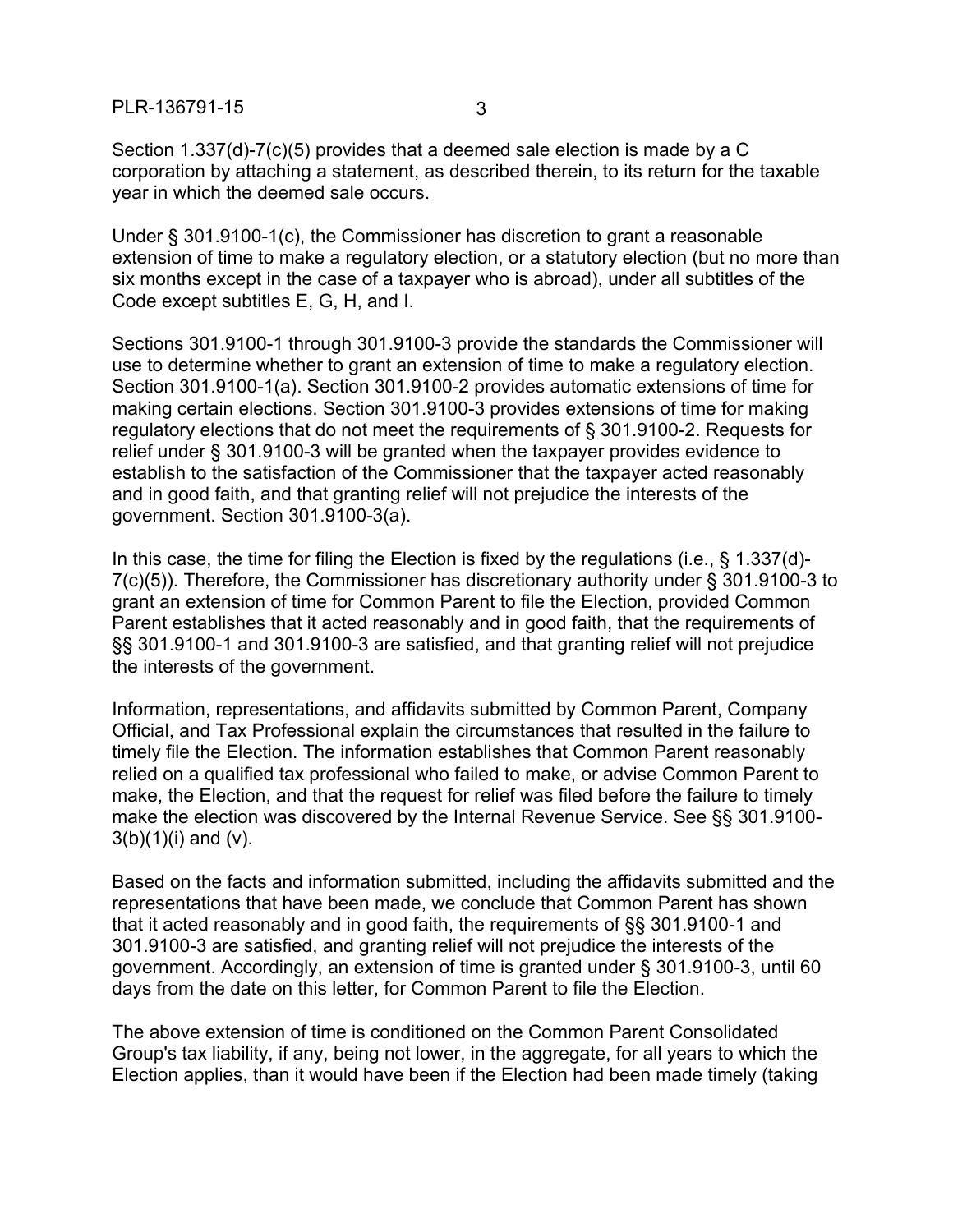Section 1.337(d)-7(c)(5) provides that a deemed sale election is made by a C corporation by attaching a statement, as described therein, to its return for the taxable year in which the deemed sale occurs.

Under § 301.9100-1(c), the Commissioner has discretion to grant a reasonable extension of time to make a regulatory election, or a statutory election (but no more than six months except in the case of a taxpayer who is abroad), under all subtitles of the Code except subtitles E, G, H, and I.

Sections 301.9100-1 through 301.9100-3 provide the standards the Commissioner will use to determine whether to grant an extension of time to make a regulatory election. Section 301.9100-1(a). Section 301.9100-2 provides automatic extensions of time for making certain elections. Section 301.9100-3 provides extensions of time for making regulatory elections that do not meet the requirements of § 301.9100-2. Requests for relief under § 301.9100-3 will be granted when the taxpayer provides evidence to establish to the satisfaction of the Commissioner that the taxpayer acted reasonably and in good faith, and that granting relief will not prejudice the interests of the government. Section 301.9100-3(a).

In this case, the time for filing the Election is fixed by the regulations (i.e., § 1.337(d)-7(c)(5)). Therefore, the Commissioner has discretionary authority under § 301.9100-3 to grant an extension of time for Common Parent to file the Election, provided Common Parent establishes that it acted reasonably and in good faith, that the requirements of §§ 301.9100-1 and 301.9100-3 are satisfied, and that granting relief will not prejudice the interests of the government.

Information, representations, and affidavits submitted by Common Parent, Company Official, and Tax Professional explain the circumstances that resulted in the failure to timely file the Election. The information establishes that Common Parent reasonably relied on a qualified tax professional who failed to make, or advise Common Parent to make, the Election, and that the request for relief was filed before the failure to timely make the election was discovered by the Internal Revenue Service. See §§ 301.9100-3(b)(1)(i) and (v).

Based on the facts and information submitted, including the affidavits submitted and the representations that have been made, we conclude that Common Parent has shown that it acted reasonably and in good faith, the requirements of §§ 301.9100-1 and 301.9100-3 are satisfied, and granting relief will not prejudice the interests of the government. Accordingly, an extension of time is granted under § 301.9100-3, until 60 days from the date on this letter, for Common Parent to file the Election.

The above extension of time is conditioned on the Common Parent Consolidated Group's tax liability, if any, being not lower, in the aggregate, for all years to which the Election applies, than it would have been if the Election had been made timely (taking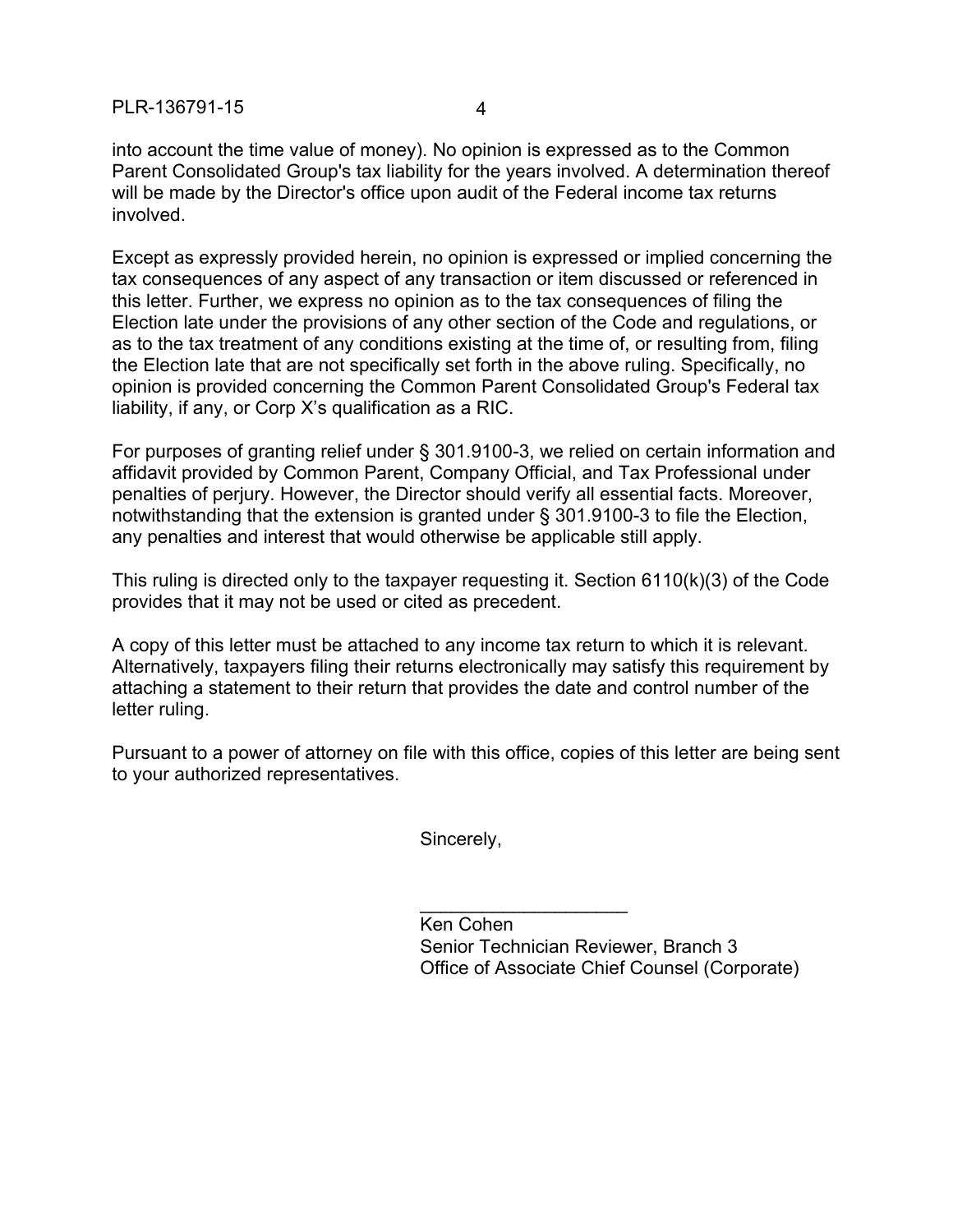into account the time value of money). No opinion is expressed as to the Common Parent Consolidated Group's tax liability for the years involved. A determination thereof will be made by the Director's office upon audit of the Federal income tax returns involved.

Except as expressly provided herein, no opinion is expressed or implied concerning the tax consequences of any aspect of any transaction or item discussed or referenced in this letter. Further, we express no opinion as to the tax consequences of filing the Election late under the provisions of any other section of the Code and regulations, or as to the tax treatment of any conditions existing at the time of, or resulting from, filing the Election late that are not specifically set forth in the above ruling. Specifically, no opinion is provided concerning the Common Parent Consolidated Group's Federal tax liability, if any, or Corp X's qualification as a RIC.

For purposes of granting relief under § 301.9100-3, we relied on certain information and affidavit provided by Common Parent, Company Official, and Tax Professional under penalties of perjury. However, the Director should verify all essential facts. Moreover, notwithstanding that the extension is granted under § 301.9100-3 to file the Election, any penalties and interest that would otherwise be applicable still apply.

This ruling is directed only to the taxpayer requesting it. Section 6110(k)(3) of the Code provides that it may not be used or cited as precedent.

A copy of this letter must be attached to any income tax return to which it is relevant. Alternatively, taxpayers filing their returns electronically may satisfy this requirement by attaching a statement to their return that provides the date and control number of the letter ruling.

Pursuant to a power of attorney on file with this office, copies of this letter are being sent to your authorized representatives.

Sincerely,

\_\_\_\_\_\_\_\_\_\_\_\_\_\_\_\_\_\_\_\_

Ken Cohen
Senior Technician Reviewer, Branch 3
Office of Associate Chief Counsel (Corporate)